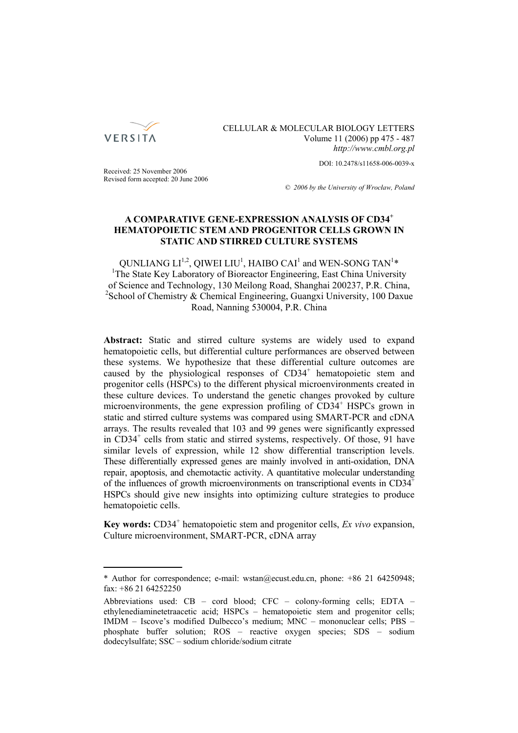CELLULAR & MOLECULAR BIOLOGY LETTERS
Volume 11 (2006) pp 475 - 487
*http://www.cmbl.org.pl*

DOI: 10.2478/s11658-006-0039-x

Received: 25 November 2006
Revised form accepted: 20 June 2006

*© 2006 by the University of Wrocław, Poland*

# A COMPARATIVE GENE-EXPRESSION ANALYSIS OF CD34$^+$ HEMATOPOIETIC STEM AND PROGENITOR CELLS GROWN IN STATIC AND STIRRED CULTURE SYSTEMS

QUNLIANG LI[1,2], QIWEI LIU[1], HAIBO CAI[1] and WEN-SONG TAN[1]*

[1]The State Key Laboratory of Bioreactor Engineering, East China University of Science and Technology, 130 Meilong Road, Shanghai 200237, P.R. China, [2]School of Chemistry & Chemical Engineering, Guangxi University, 100 Daxue Road, Nanning 530004, P.R. China

**Abstract:** Static and stirred culture systems are widely used to expand hematopoietic cells, but differential culture performances are observed between these systems. We hypothesize that these differential culture outcomes are caused by the physiological responses of CD34$^+$ hematopoietic stem and progenitor cells (HSPCs) to the different physical microenvironments created in these culture devices. To understand the genetic changes provoked by culture microenvironments, the gene expression profiling of CD34$^+$ HSPCs grown in static and stirred culture systems was compared using SMART-PCR and cDNA arrays. The results revealed that 103 and 99 genes were significantly expressed in CD34$^+$ cells from static and stirred systems, respectively. Of those, 91 have similar levels of expression, while 12 show differential transcription levels. These differentially expressed genes are mainly involved in anti-oxidation, DNA repair, apoptosis, and chemotactic activity. A quantitative molecular understanding of the influences of growth microenvironments on transcriptional events in CD34$^+$ HSPCs should give new insights into optimizing culture strategies to produce hematopoietic cells.

**Key words:** CD34$^+$ hematopoietic stem and progenitor cells, *Ex vivo* expansion, Culture microenvironment, SMART-PCR, cDNA array

---

\* Author for correspondence; e-mail: wstan@ecust.edu.cn, phone: +86 21 64250948; fax: +86 21 64252250

Abbreviations used: CB – cord blood; CFC – colony-forming cells; EDTA – ethylenediaminetetraacetic acid; HSPCs – hematopoietic stem and progenitor cells; IMDM – Iscove's modified Dulbecco's medium; MNC – mononuclear cells; PBS – phosphate buffer solution; ROS – reactive oxygen species; SDS – sodium dodecylsulfate; SSC – sodium chloride/sodium citrate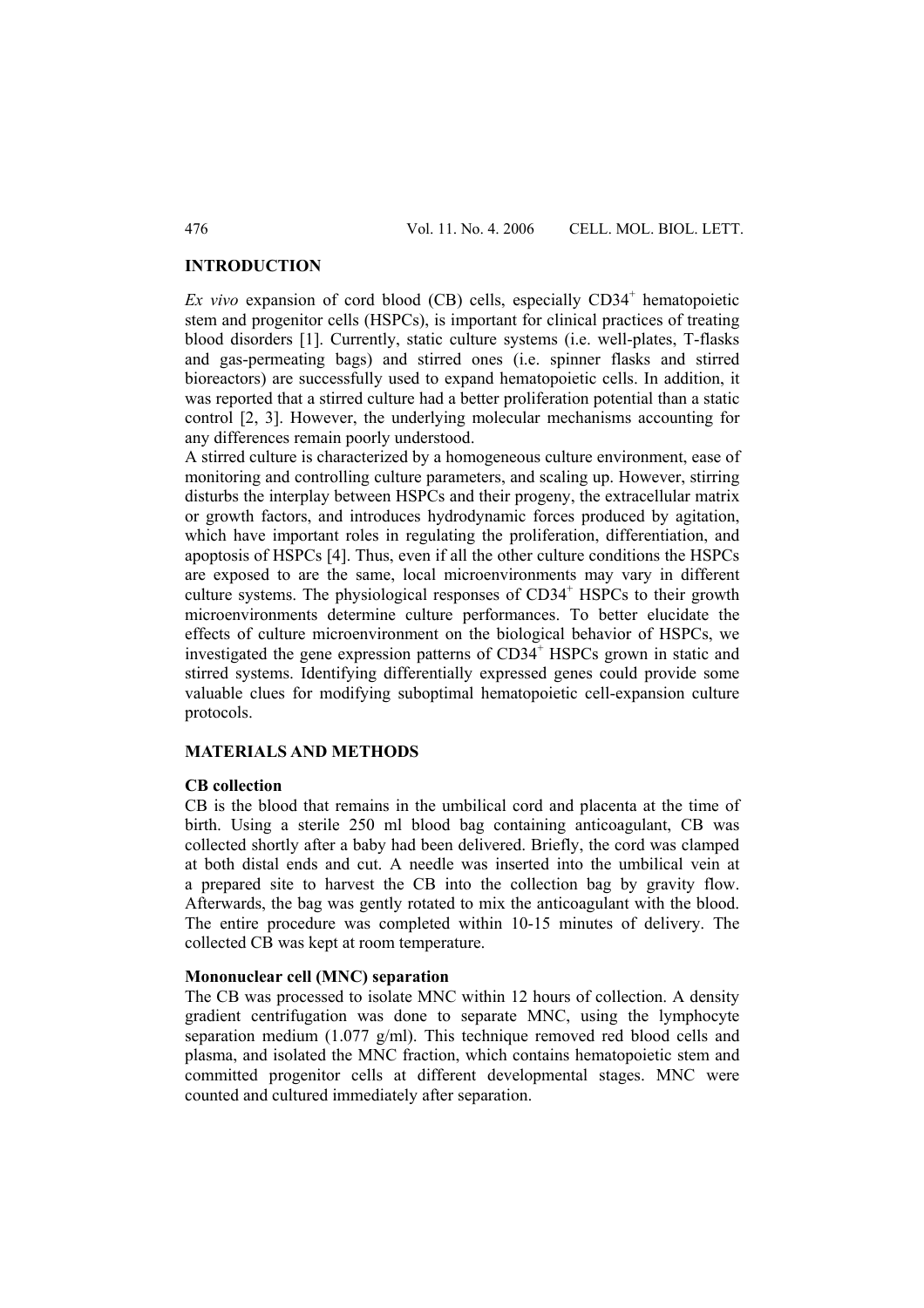## INTRODUCTION

*Ex vivo* expansion of cord blood (CB) cells, especially $CD34^+$ hematopoietic stem and progenitor cells (HSPCs), is important for clinical practices of treating blood disorders [1]. Currently, static culture systems (i.e. well-plates, T-flasks and gas-permeating bags) and stirred ones (i.e. spinner flasks and stirred bioreactors) are successfully used to expand hematopoietic cells. In addition, it was reported that a stirred culture had a better proliferation potential than a static control [2, 3]. However, the underlying molecular mechanisms accounting for any differences remain poorly understood.

A stirred culture is characterized by a homogeneous culture environment, ease of monitoring and controlling culture parameters, and scaling up. However, stirring disturbs the interplay between HSPCs and their progeny, the extracellular matrix or growth factors, and introduces hydrodynamic forces produced by agitation, which have important roles in regulating the proliferation, differentiation, and apoptosis of HSPCs [4]. Thus, even if all the other culture conditions the HSPCs are exposed to are the same, local microenvironments may vary in different culture systems. The physiological responses of $CD34^+$ HSPCs to their growth microenvironments determine culture performances. To better elucidate the effects of culture microenvironment on the biological behavior of HSPCs, we investigated the gene expression patterns of $CD34^+$ HSPCs grown in static and stirred systems. Identifying differentially expressed genes could provide some valuable clues for modifying suboptimal hematopoietic cell-expansion culture protocols.

## MATERIALS AND METHODS

### CB collection

CB is the blood that remains in the umbilical cord and placenta at the time of birth. Using a sterile 250 ml blood bag containing anticoagulant, CB was collected shortly after a baby had been delivered. Briefly, the cord was clamped at both distal ends and cut. A needle was inserted into the umbilical vein at a prepared site to harvest the CB into the collection bag by gravity flow. Afterwards, the bag was gently rotated to mix the anticoagulant with the blood. The entire procedure was completed within 10-15 minutes of delivery. The collected CB was kept at room temperature.

### Mononuclear cell (MNC) separation

The CB was processed to isolate MNC within 12 hours of collection. A density gradient centrifugation was done to separate MNC, using the lymphocyte separation medium (1.077 g/ml). This technique removed red blood cells and plasma, and isolated the MNC fraction, which contains hematopoietic stem and committed progenitor cells at different developmental stages. MNC were counted and cultured immediately after separation.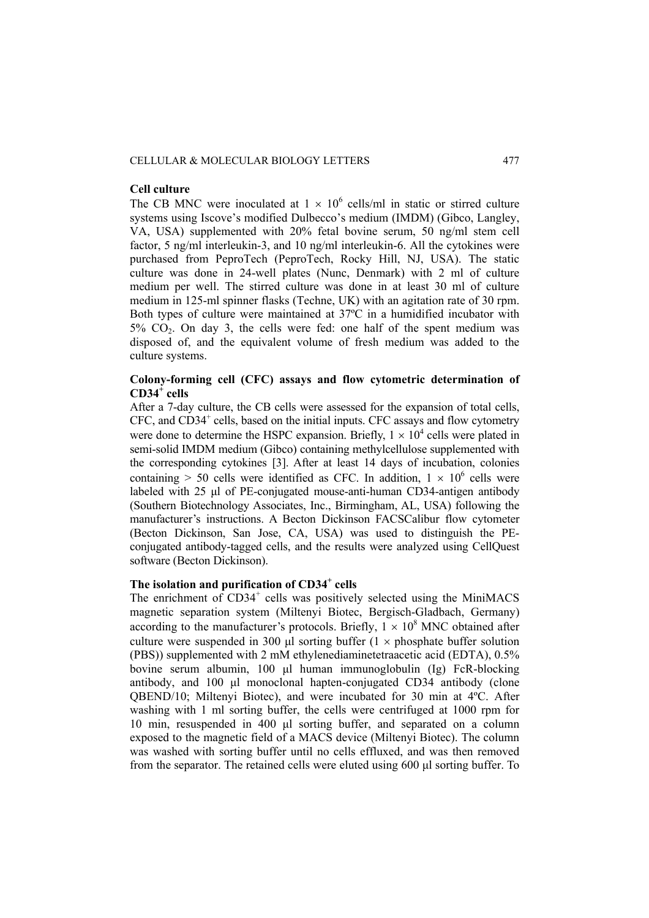### Cell culture

The CB MNC were inoculated at $1 \times 10^6$ cells/ml in static or stirred culture systems using Iscove's modified Dulbecco's medium (IMDM) (Gibco, Langley, VA, USA) supplemented with 20% fetal bovine serum, 50 ng/ml stem cell factor, 5 ng/ml interleukin-3, and 10 ng/ml interleukin-6. All the cytokines were purchased from PeproTech (PeproTech, Rocky Hill, NJ, USA). The static culture was done in 24-well plates (Nunc, Denmark) with 2 ml of culture medium per well. The stirred culture was done in at least 30 ml of culture medium in 125-ml spinner flasks (Techne, UK) with an agitation rate of 30 rpm. Both types of culture were maintained at 37ºC in a humidified incubator with 5% $CO_2$. On day 3, the cells were fed: one half of the spent medium was disposed of, and the equivalent volume of fresh medium was added to the culture systems.

### Colony-forming cell (CFC) assays and flow cytometric determination of CD34$^+$ cells

After a 7-day culture, the CB cells were assessed for the expansion of total cells, CFC, and CD34$^+$ cells, based on the initial inputs. CFC assays and flow cytometry were done to determine the HSPC expansion. Briefly, $1 \times 10^4$ cells were plated in semi-solid IMDM medium (Gibco) containing methylcellulose supplemented with the corresponding cytokines [3]. After at least 14 days of incubation, colonies containing > 50 cells were identified as CFC. In addition, $1 \times 10^6$ cells were labeled with 25 μl of PE-conjugated mouse-anti-human CD34-antigen antibody (Southern Biotechnology Associates, Inc., Birmingham, AL, USA) following the manufacturer's instructions. A Becton Dickinson FACSCalibur flow cytometer (Becton Dickinson, San Jose, CA, USA) was used to distinguish the PE-conjugated antibody-tagged cells, and the results were analyzed using CellQuest software (Becton Dickinson).

### The isolation and purification of CD34$^+$ cells

The enrichment of CD34$^+$ cells was positively selected using the MiniMACS magnetic separation system (Miltenyi Biotec, Bergisch-Gladbach, Germany) according to the manufacturer's protocols. Briefly, $1 \times 10^8$ MNC obtained after culture were suspended in 300 μl sorting buffer (1 × phosphate buffer solution (PBS)) supplemented with 2 mM ethylenediaminetetraacetic acid (EDTA), 0.5% bovine serum albumin, 100 μl human immunoglobulin (Ig) FcR-blocking antibody, and 100 μl monoclonal hapten-conjugated CD34 antibody (clone QBEND/10; Miltenyi Biotec), and were incubated for 30 min at 4ºC. After washing with 1 ml sorting buffer, the cells were centrifuged at 1000 rpm for 10 min, resuspended in 400 μl sorting buffer, and separated on a column exposed to the magnetic field of a MACS device (Miltenyi Biotec). The column was washed with sorting buffer until no cells effluxed, and was then removed from the separator. The retained cells were eluted using 600 μl sorting buffer. To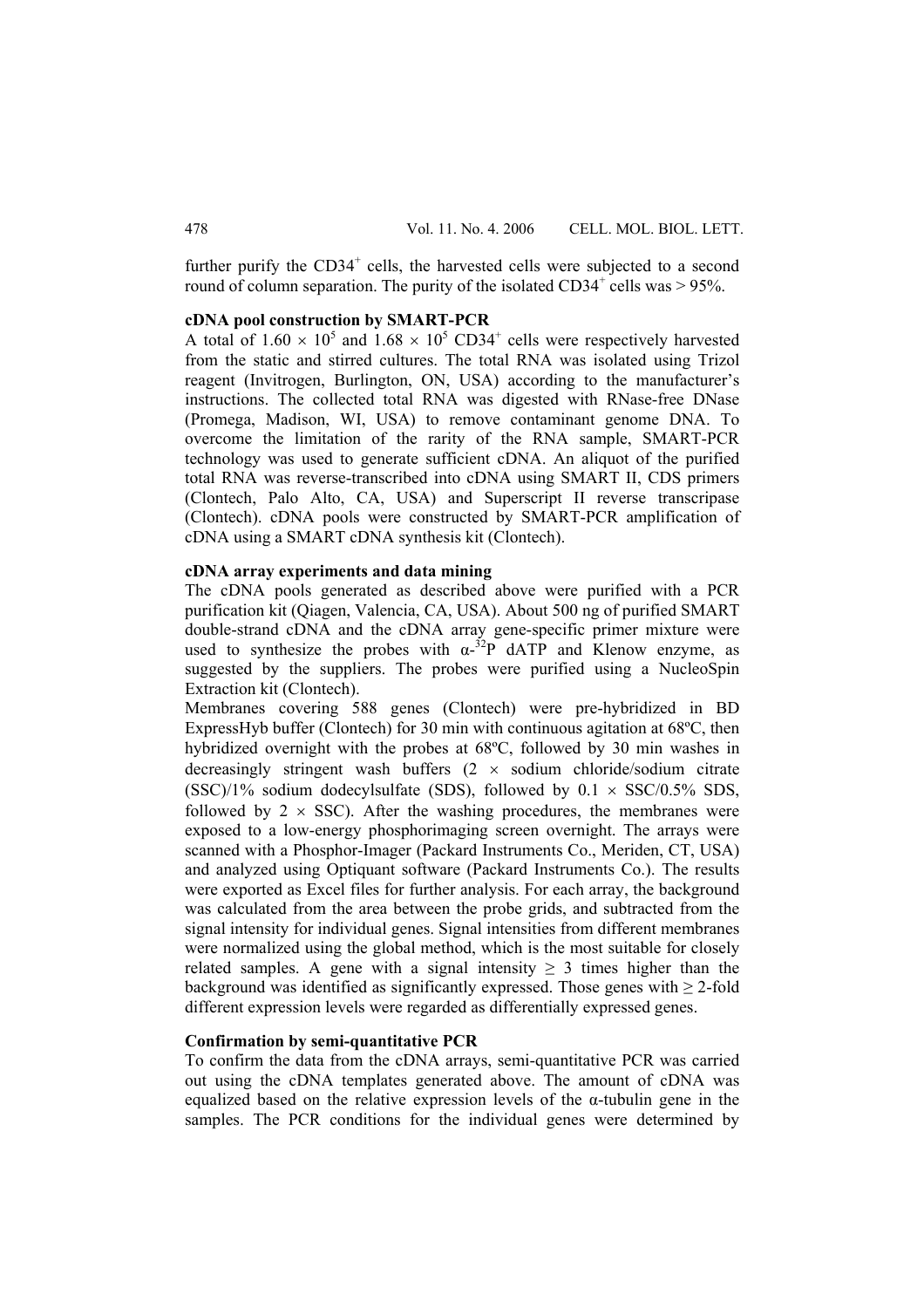further purify the $CD34^+$ cells, the harvested cells were subjected to a second round of column separation. The purity of the isolated $CD34^+$ cells was > 95%.

**cDNA pool construction by SMART-PCR**

A total of $1.60 \times 10^5$ and $1.68 \times 10^5$ $CD34^+$ cells were respectively harvested from the static and stirred cultures. The total RNA was isolated using Trizol reagent (Invitrogen, Burlington, ON, USA) according to the manufacturer's instructions. The collected total RNA was digested with RNase-free DNase (Promega, Madison, WI, USA) to remove contaminant genome DNA. To overcome the limitation of the rarity of the RNA sample, SMART-PCR technology was used to generate sufficient cDNA. An aliquot of the purified total RNA was reverse-transcribed into cDNA using SMART II, CDS primers (Clontech, Palo Alto, CA, USA) and Superscript II reverse transcripase (Clontech). cDNA pools were constructed by SMART-PCR amplification of cDNA using a SMART cDNA synthesis kit (Clontech).

**cDNA array experiments and data mining**

The cDNA pools generated as described above were purified with a PCR purification kit (Qiagen, Valencia, CA, USA). About 500 ng of purified SMART double-strand cDNA and the cDNA array gene-specific primer mixture were used to synthesize the probes with $\alpha$-$^{32}$P dATP and Klenow enzyme, as suggested by the suppliers. The probes were purified using a NucleoSpin Extraction kit (Clontech).

Membranes covering 588 genes (Clontech) were pre-hybridized in BD ExpressHyb buffer (Clontech) for 30 min with continuous agitation at 68ºC, then hybridized overnight with the probes at 68ºC, followed by 30 min washes in decreasingly stringent wash buffers ($2 \times$ sodium chloride/sodium citrate (SSC)/1% sodium dodecylsulfate (SDS), followed by $0.1 \times$ SSC/0.5% SDS, followed by $2 \times$ SSC). After the washing procedures, the membranes were exposed to a low-energy phosphorimaging screen overnight. The arrays were scanned with a Phosphor-Imager (Packard Instruments Co., Meriden, CT, USA) and analyzed using Optiquant software (Packard Instruments Co.). The results were exported as Excel files for further analysis. For each array, the background was calculated from the area between the probe grids, and subtracted from the signal intensity for individual genes. Signal intensities from different membranes were normalized using the global method, which is the most suitable for closely related samples. A gene with a signal intensity $\geq 3$ times higher than the background was identified as significantly expressed. Those genes with $\geq 2$-fold different expression levels were regarded as differentially expressed genes.

**Confirmation by semi-quantitative PCR**

To confirm the data from the cDNA arrays, semi-quantitative PCR was carried out using the cDNA templates generated above. The amount of cDNA was equalized based on the relative expression levels of the $\alpha$-tubulin gene in the samples. The PCR conditions for the individual genes were determined by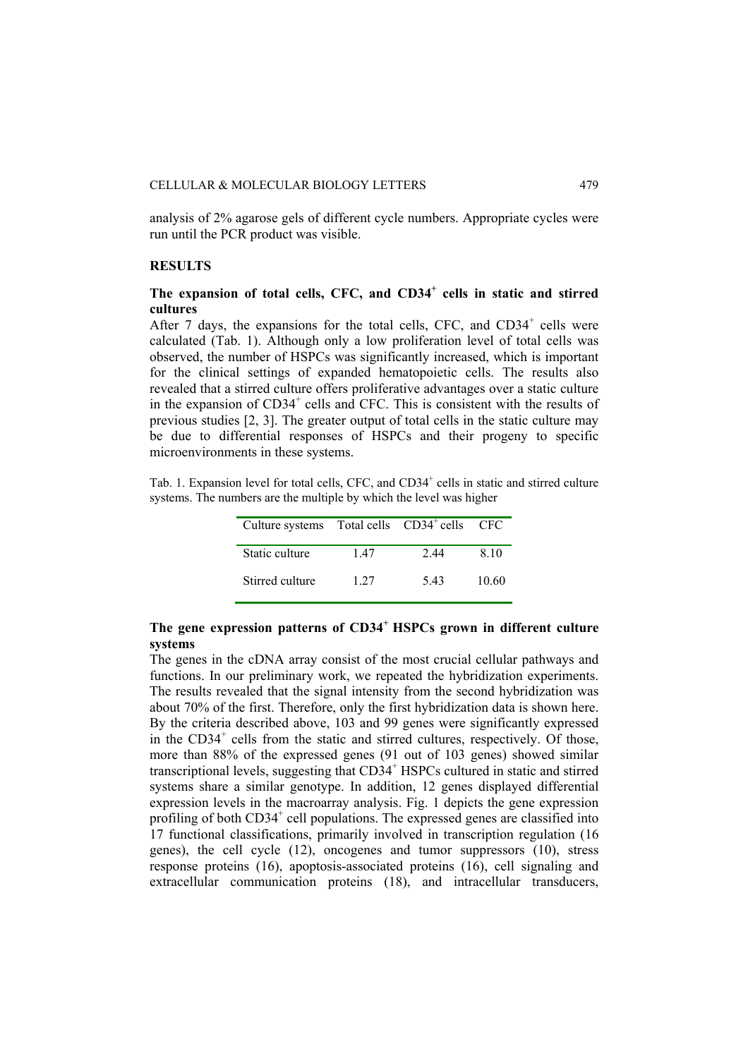analysis of 2% agarose gels of different cycle numbers. Appropriate cycles were run until the PCR product was visible.

## RESULTS

### The expansion of total cells, CFC, and $CD34^+$ cells in static and stirred cultures

After 7 days, the expansions for the total cells, CFC, and $CD34^+$ cells were calculated (Tab. 1). Although only a low proliferation level of total cells was observed, the number of HSPCs was significantly increased, which is important for the clinical settings of expanded hematopoietic cells. The results also revealed that a stirred culture offers proliferative advantages over a static culture in the expansion of $CD34^+$ cells and CFC. This is consistent with the results of previous studies [2, 3]. The greater output of total cells in the static culture may be due to differential responses of HSPCs and their progeny to specific microenvironments in these systems.

Tab. 1. Expansion level for total cells, CFC, and $CD34^+$ cells in static and stirred culture systems. The numbers are the multiple by which the level was higher

| Culture systems | Total cells | $CD34^+$ cells | CFC |
|---|---|---|---|
| Static culture | 1.47 | 2.44 | 8.10 |
| Stirred culture | 1.27 | 5.43 | 10.60 |

### The gene expression patterns of $CD34^+$ HSPCs grown in different culture systems

The genes in the cDNA array consist of the most crucial cellular pathways and functions. In our preliminary work, we repeated the hybridization experiments. The results revealed that the signal intensity from the second hybridization was about 70% of the first. Therefore, only the first hybridization data is shown here. By the criteria described above, 103 and 99 genes were significantly expressed in the $CD34^+$ cells from the static and stirred cultures, respectively. Of those, more than 88% of the expressed genes (91 out of 103 genes) showed similar transcriptional levels, suggesting that $CD34^+$ HSPCs cultured in static and stirred systems share a similar genotype. In addition, 12 genes displayed differential expression levels in the macroarray analysis. Fig. 1 depicts the gene expression profiling of both $CD34^+$ cell populations. The expressed genes are classified into 17 functional classifications, primarily involved in transcription regulation (16 genes), the cell cycle (12), oncogenes and tumor suppressors (10), stress response proteins (16), apoptosis-associated proteins (16), cell signaling and extracellular communication proteins (18), and intracellular transducers,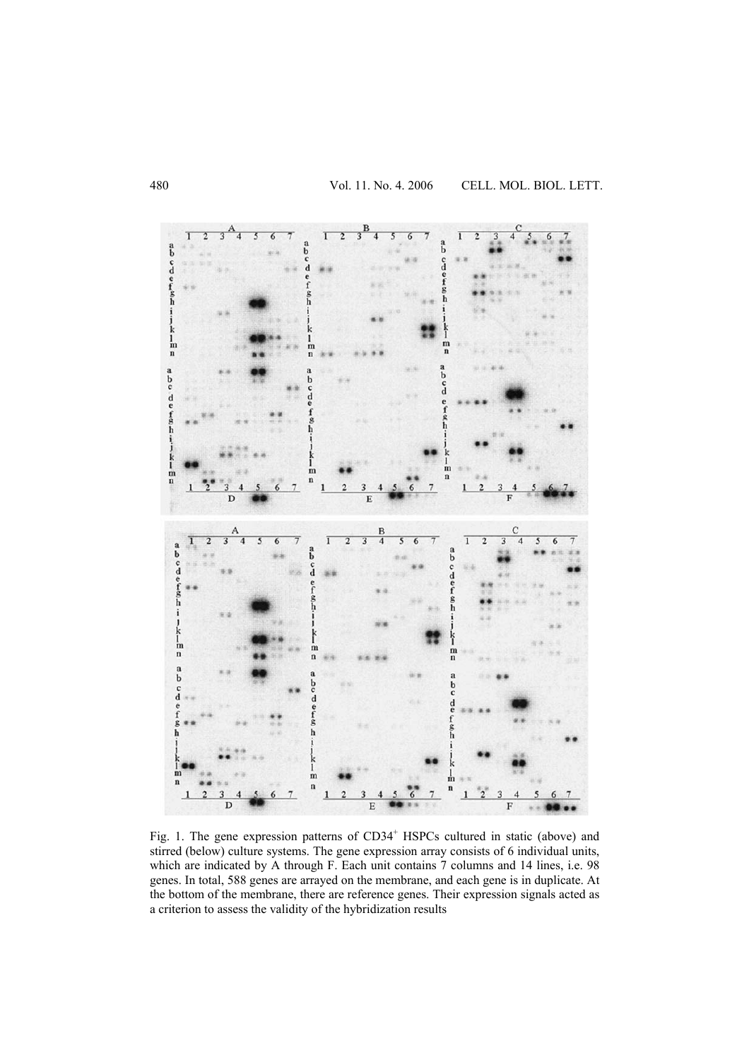Fig. 1. The gene expression patterns of $CD34^+$ HSPCs cultured in static (above) and stirred (below) culture systems. The gene expression array consists of 6 individual units, which are indicated by A through F. Each unit contains 7 columns and 14 lines, i.e. 98 genes. In total, 588 genes are arrayed on the membrane, and each gene is in duplicate. At the bottom of the membrane, there are reference genes. Their expression signals acted as a criterion to assess the validity of the hybridization results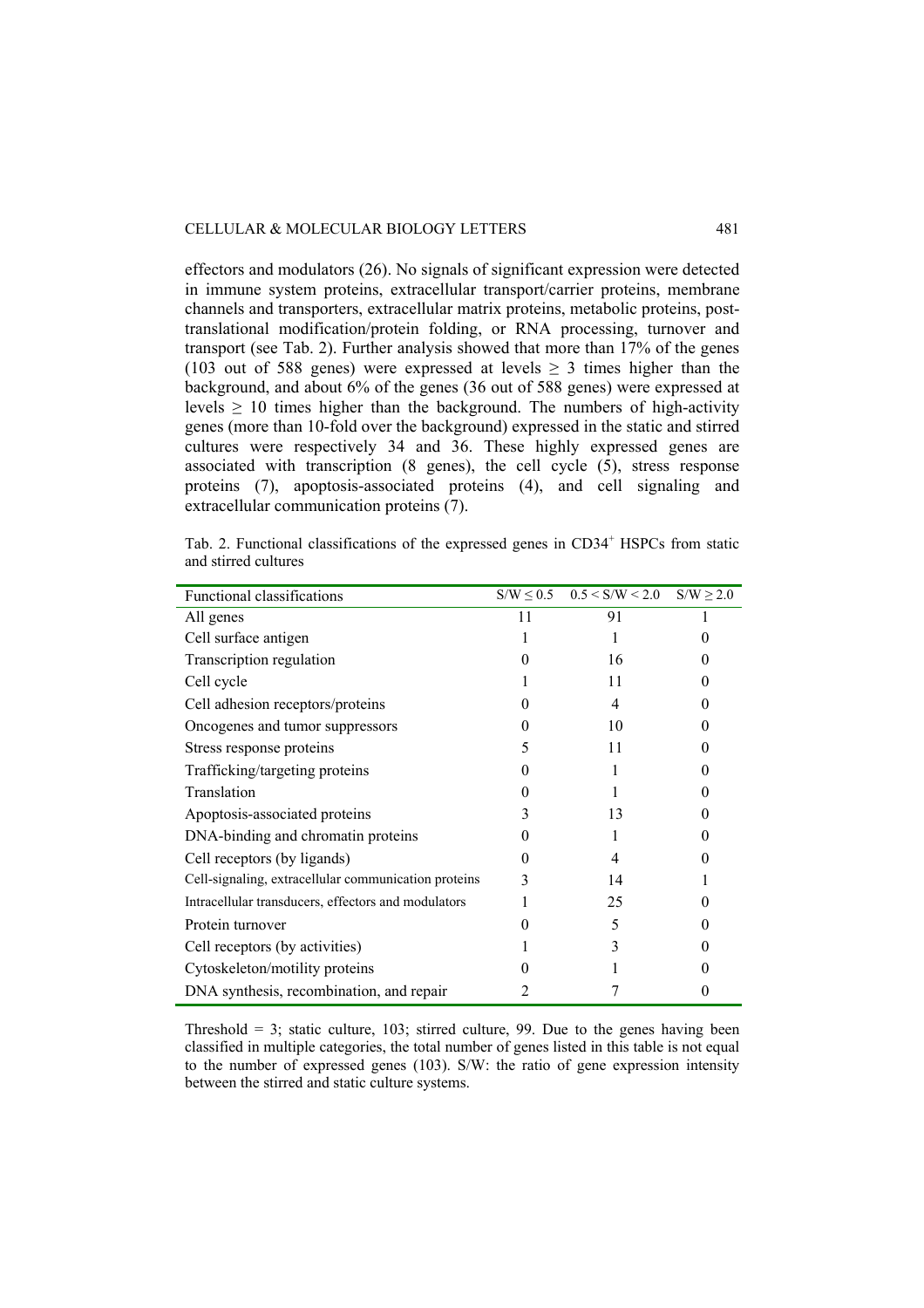effectors and modulators (26). No signals of significant expression were detected in immune system proteins, extracellular transport/carrier proteins, membrane channels and transporters, extracellular matrix proteins, metabolic proteins, post-translational modification/protein folding, or RNA processing, turnover and transport (see Tab. 2). Further analysis showed that more than 17% of the genes (103 out of 588 genes) were expressed at levels $\geq 3$ times higher than the background, and about 6% of the genes (36 out of 588 genes) were expressed at levels $\geq 10$ times higher than the background. The numbers of high-activity genes (more than 10-fold over the background) expressed in the static and stirred cultures were respectively 34 and 36. These highly expressed genes are associated with transcription (8 genes), the cell cycle (5), stress response proteins (7), apoptosis-associated proteins (4), and cell signaling and extracellular communication proteins (7).

Tab. 2. Functional classifications of the expressed genes in CD34[+] HSPCs from static and stirred cultures

| Functional classifications | $S/W \leq 0.5$ | $0.5 < S/W < 2.0$ | $S/W \geq 2.0$ |
|---|---|---|---|
| All genes | 11 | 91 | 1 |
| Cell surface antigen | 1 | 1 | 0 |
| Transcription regulation | 0 | 16 | 0 |
| Cell cycle | 1 | 11 | 0 |
| Cell adhesion receptors/proteins | 0 | 4 | 0 |
| Oncogenes and tumor suppressors | 0 | 10 | 0 |
| Stress response proteins | 5 | 11 | 0 |
| Trafficking/targeting proteins | 0 | 1 | 0 |
| Translation | 0 | 1 | 0 |
| Apoptosis-associated proteins | 3 | 13 | 0 |
| DNA-binding and chromatin proteins | 0 | 1 | 0 |
| Cell receptors (by ligands) | 0 | 4 | 0 |
| Cell-signaling, extracellular communication proteins | 3 | 14 | 1 |
| Intracellular transducers, effectors and modulators | 1 | 25 | 0 |
| Protein turnover | 0 | 5 | 0 |
| Cell receptors (by activities) | 1 | 3 | 0 |
| Cytoskeleton/motility proteins | 0 | 1 | 0 |
| DNA synthesis, recombination, and repair | 2 | 7 | 0 |

Threshold = 3; static culture, 103; stirred culture, 99. Due to the genes having been classified in multiple categories, the total number of genes listed in this table is not equal to the number of expressed genes (103). S/W: the ratio of gene expression intensity between the stirred and static culture systems.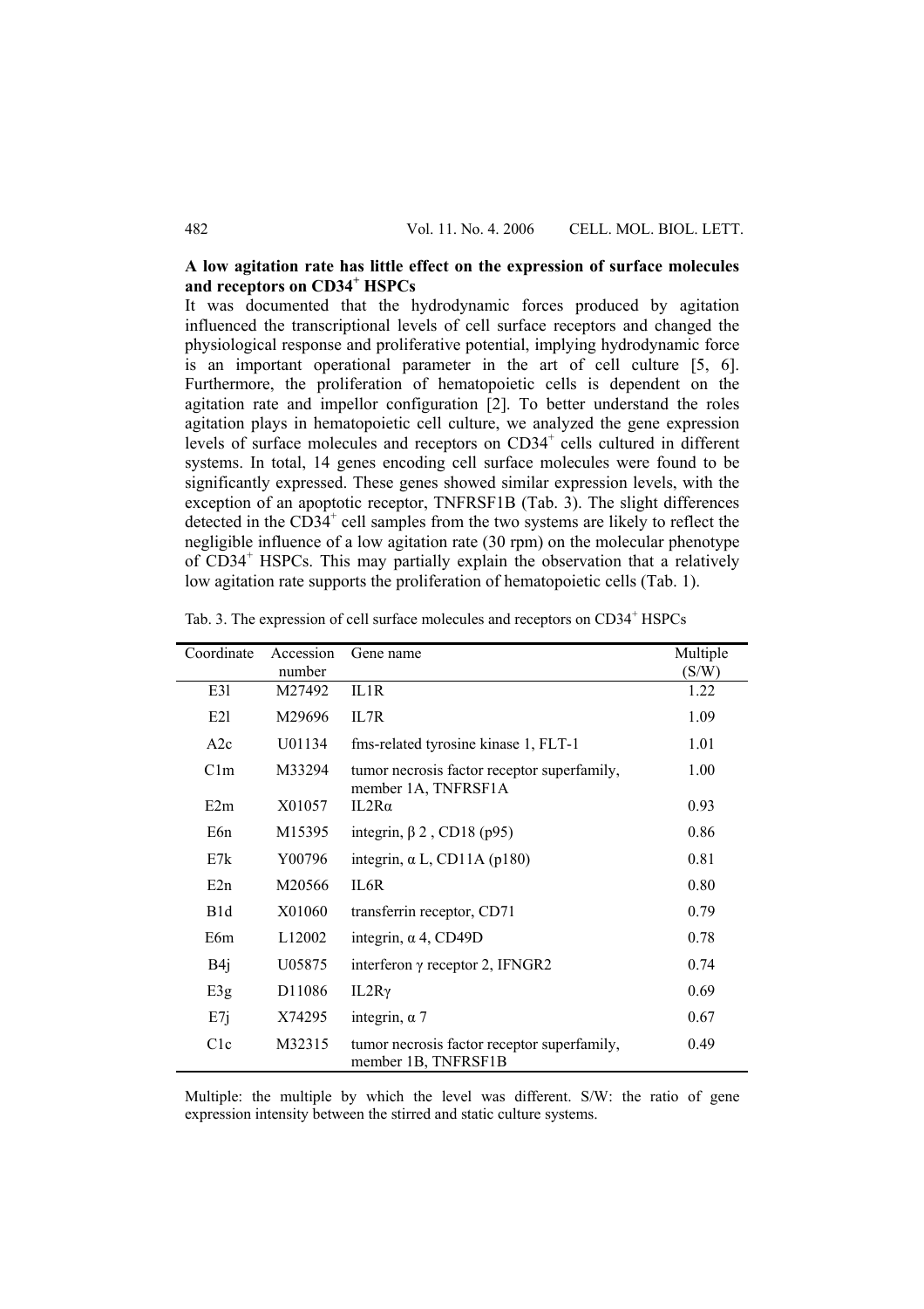**A low agitation rate has little effect on the expression of surface molecules and receptors on CD34$^+$ HSPCs**

It was documented that the hydrodynamic forces produced by agitation influenced the transcriptional levels of cell surface receptors and changed the physiological response and proliferative potential, implying hydrodynamic force is an important operational parameter in the art of cell culture [5, 6]. Furthermore, the proliferation of hematopoietic cells is dependent on the agitation rate and impellor configuration [2]. To better understand the roles agitation plays in hematopoietic cell culture, we analyzed the gene expression levels of surface molecules and receptors on CD34$^+$ cells cultured in different systems. In total, 14 genes encoding cell surface molecules were found to be significantly expressed. These genes showed similar expression levels, with the exception of an apoptotic receptor, TNFRSF1B (Tab. 3). The slight differences detected in the CD34$^+$ cell samples from the two systems are likely to reflect the negligible influence of a low agitation rate (30 rpm) on the molecular phenotype of CD34$^+$ HSPCs. This may partially explain the observation that a relatively low agitation rate supports the proliferation of hematopoietic cells (Tab. 1).

Tab. 3. The expression of cell surface molecules and receptors on CD34$^+$ HSPCs

| Coordinate | Accession number | Gene name | Multiple (S/W) |
|---|---|---|---|
| E3l | M27492 | IL1R | 1.22 |
| E2l | M29696 | IL7R | 1.09 |
| A2c | U01134 | fms-related tyrosine kinase 1, FLT-1 | 1.01 |
| C1m | M33294 | tumor necrosis factor receptor superfamily, member 1A, TNFRSF1A | 1.00 |
| E2m | X01057 | IL2Rα | 0.93 |
| E6n | M15395 | integrin, β 2 , CD18 (p95) | 0.86 |
| E7k | Y00796 | integrin, α L, CD11A (p180) | 0.81 |
| E2n | M20566 | IL6R | 0.80 |
| B1d | X01060 | transferrin receptor, CD71 | 0.79 |
| E6m | L12002 | integrin, α 4, CD49D | 0.78 |
| B4j | U05875 | interferon γ receptor 2, IFNGR2 | 0.74 |
| E3g | D11086 | IL2Rγ | 0.69 |
| E7j | X74295 | integrin, α 7 | 0.67 |
| C1c | M32315 | tumor necrosis factor receptor superfamily, member 1B, TNFRSF1B | 0.49 |

Multiple: the multiple by which the level was different. S/W: the ratio of gene expression intensity between the stirred and static culture systems.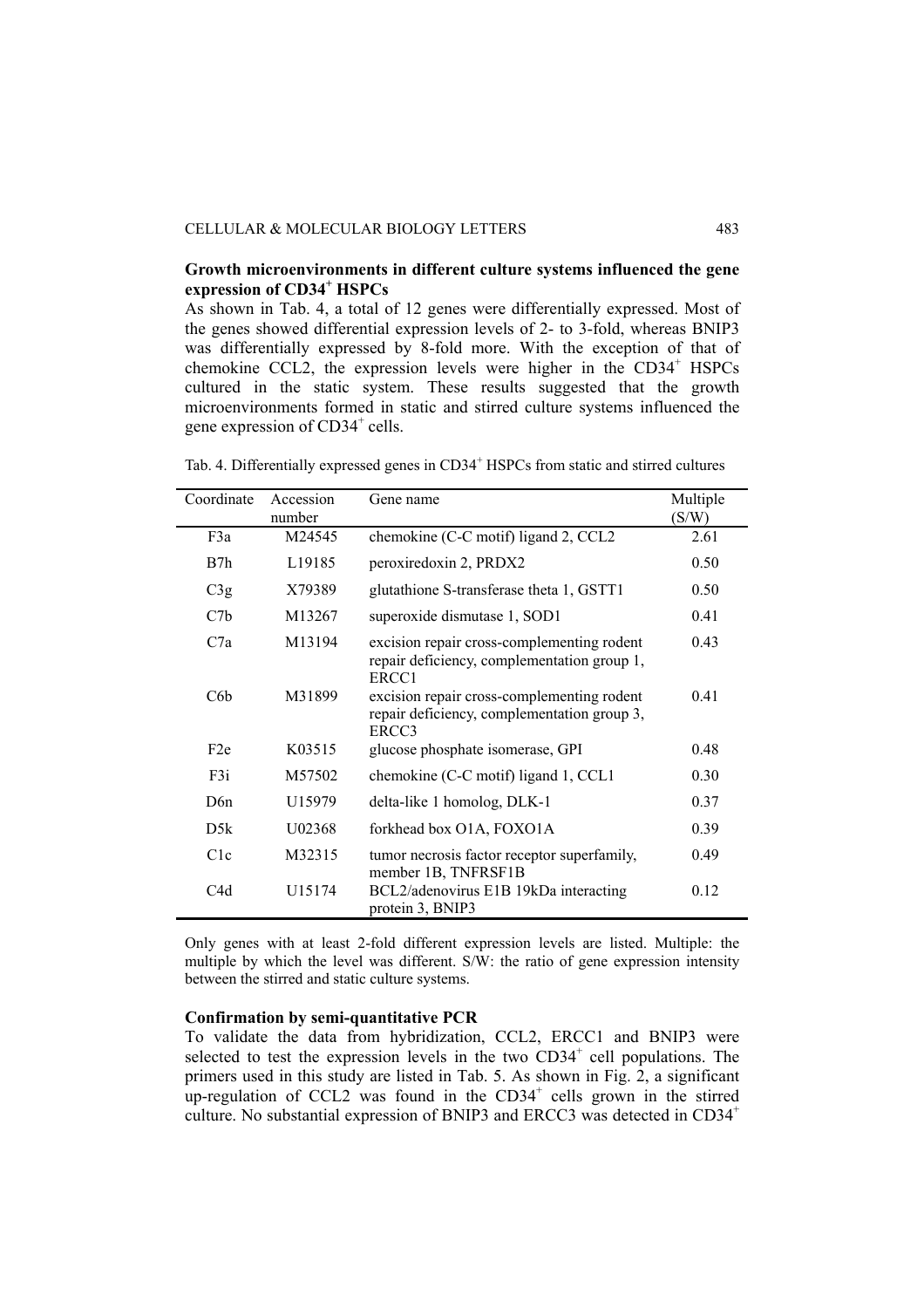**Growth microenvironments in different culture systems influenced the gene expression of CD34$^+$ HSPCs**

As shown in Tab. 4, a total of 12 genes were differentially expressed. Most of the genes showed differential expression levels of 2- to 3-fold, whereas BNIP3 was differentially expressed by 8-fold more. With the exception of that of chemokine CCL2, the expression levels were higher in the CD34$^+$ HSPCs cultured in the static system. These results suggested that the growth microenvironments formed in static and stirred culture systems influenced the gene expression of CD34$^+$ cells.

Tab. 4. Differentially expressed genes in CD34$^+$ HSPCs from static and stirred cultures

| Coordinate | Accession number | Gene name | Multiple (S/W) |
|---|---|---|---|
| F3a | M24545 | chemokine (C-C motif) ligand 2, CCL2 | 2.61 |
| B7h | L19185 | peroxiredoxin 2, PRDX2 | 0.50 |
| C3g | X79389 | glutathione S-transferase theta 1, GSTT1 | 0.50 |
| C7b | M13267 | superoxide dismutase 1, SOD1 | 0.41 |
| C7a | M13194 | excision repair cross-complementing rodent repair deficiency, complementation group 1, ERCC1 | 0.43 |
| C6b | M31899 | excision repair cross-complementing rodent repair deficiency, complementation group 3, ERCC3 | 0.41 |
| F2e | K03515 | glucose phosphate isomerase, GPI | 0.48 |
| F3i | M57502 | chemokine (C-C motif) ligand 1, CCL1 | 0.30 |
| D6n | U15979 | delta-like 1 homolog, DLK-1 | 0.37 |
| D5k | U02368 | forkhead box O1A, FOXO1A | 0.39 |
| C1c | M32315 | tumor necrosis factor receptor superfamily, member 1B, TNFRSF1B | 0.49 |
| C4d | U15174 | BCL2/adenovirus E1B 19kDa interacting protein 3, BNIP3 | 0.12 |

Only genes with at least 2-fold different expression levels are listed. Multiple: the multiple by which the level was different. S/W: the ratio of gene expression intensity between the stirred and static culture systems.

**Confirmation by semi-quantitative PCR**

To validate the data from hybridization, CCL2, ERCC1 and BNIP3 were selected to test the expression levels in the two CD34$^+$ cell populations. The primers used in this study are listed in Tab. 5. As shown in Fig. 2, a significant up-regulation of CCL2 was found in the CD34$^+$ cells grown in the stirred culture. No substantial expression of BNIP3 and ERCC3 was detected in CD34$^+$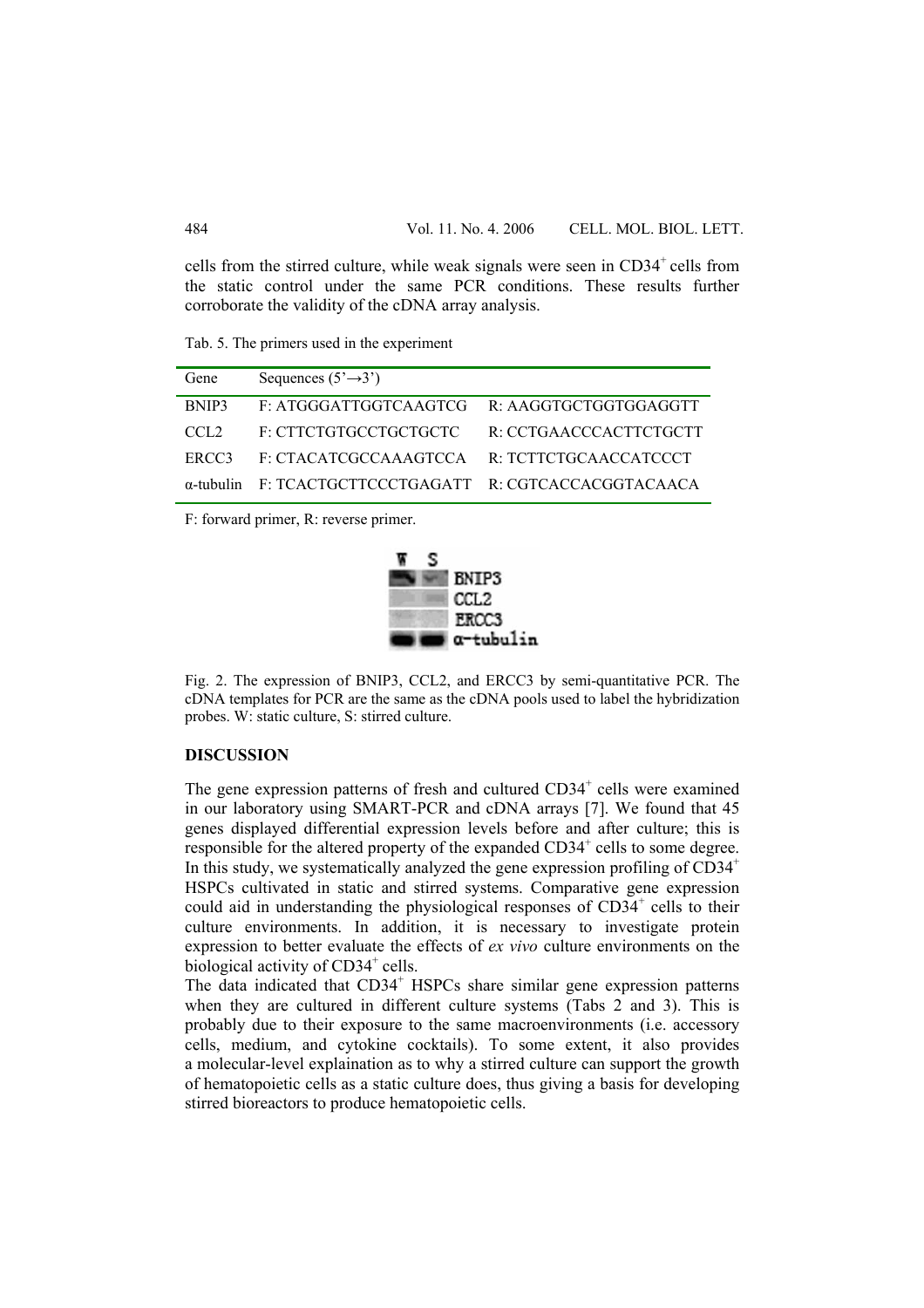cells from the stirred culture, while weak signals were seen in CD34$^+$ cells from the static control under the same PCR conditions. These results further corroborate the validity of the cDNA array analysis.

Tab. 5. The primers used in the experiment

| Gene | Sequences (5'→3') | |
|---|---|---|
| BNIP3 | F: ATGGGATTGGTCAAGTCG | R: AAGGTGCTGGTGGAGGTT |
| CCL2 | F: CTTCTGTGCCTGCTGCTC | R: CCTGAACCCACTTCTGCTT |
| ERCC3 | F: CTACATCGCCAAAGTCCA | R: TCTTCTGCAACCATCCCT |
| α-tubulin | F: TCACTGCTTCCCTGAGATT | R: CGTCACCACGGTACAACA |

F: forward primer, R: reverse primer.

Fig. 2. The expression of BNIP3, CCL2, and ERCC3 by semi-quantitative PCR. The cDNA templates for PCR are the same as the cDNA pools used to label the hybridization probes. W: static culture, S: stirred culture.

## DISCUSSION

The gene expression patterns of fresh and cultured CD34$^+$ cells were examined in our laboratory using SMART-PCR and cDNA arrays [7]. We found that 45 genes displayed differential expression levels before and after culture; this is responsible for the altered property of the expanded CD34$^+$ cells to some degree. In this study, we systematically analyzed the gene expression profiling of CD34$^+$ HSPCs cultivated in static and stirred systems. Comparative gene expression could aid in understanding the physiological responses of CD34$^+$ cells to their culture environments. In addition, it is necessary to investigate protein expression to better evaluate the effects of *ex vivo* culture environments on the biological activity of CD34$^+$ cells.

The data indicated that CD34$^+$ HSPCs share similar gene expression patterns when they are cultured in different culture systems (Tabs 2 and 3). This is probably due to their exposure to the same macroenvironments (i.e. accessory cells, medium, and cytokine cocktails). To some extent, it also provides a molecular-level explaination as to why a stirred culture can support the growth of hematopoietic cells as a static culture does, thus giving a basis for developing stirred bioreactors to produce hematopoietic cells.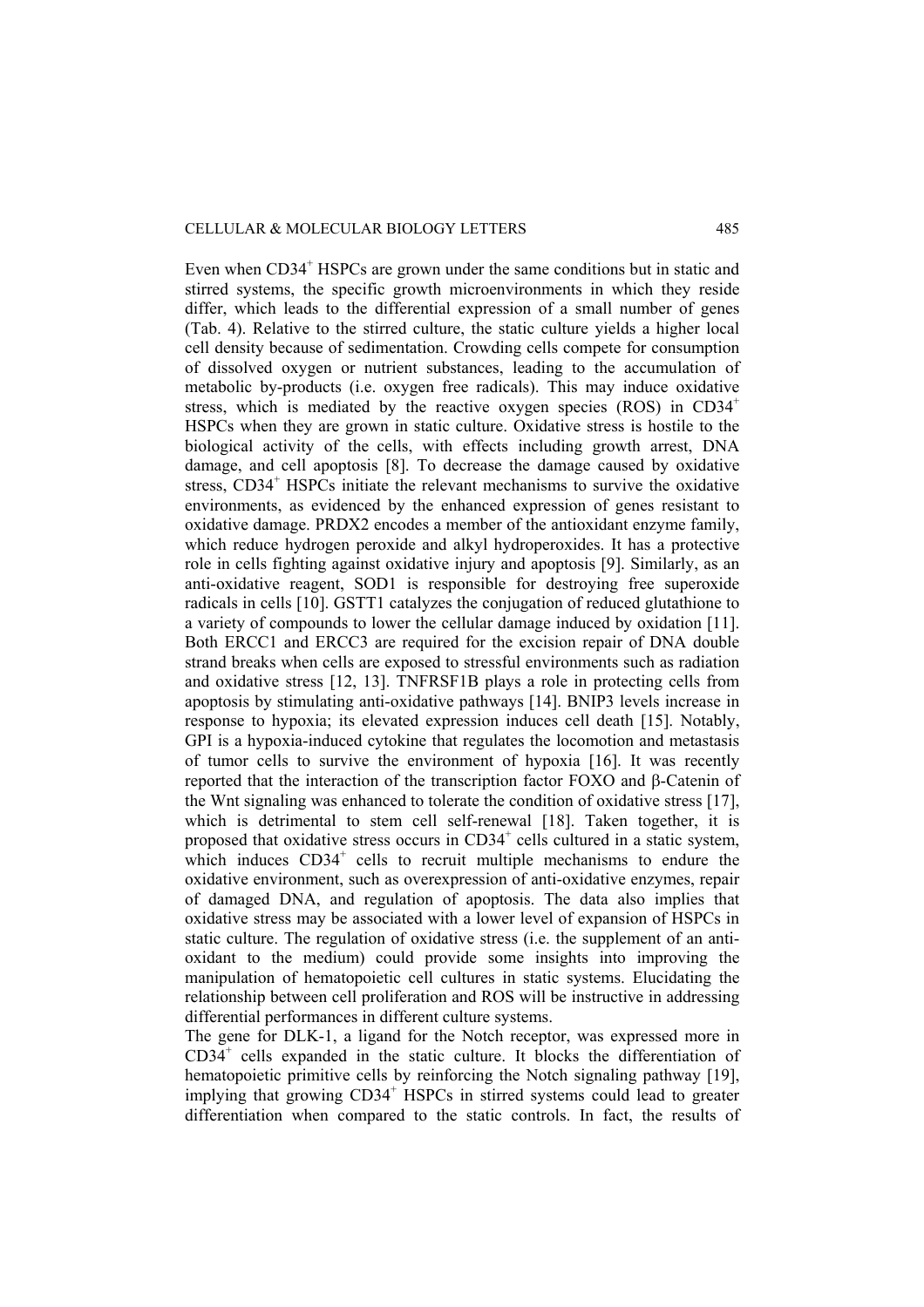Even when $CD34^+$ HSPCs are grown under the same conditions but in static and stirred systems, the specific growth microenvironments in which they reside differ, which leads to the differential expression of a small number of genes (Tab. 4). Relative to the stirred culture, the static culture yields a higher local cell density because of sedimentation. Crowding cells compete for consumption of dissolved oxygen or nutrient substances, leading to the accumulation of metabolic by-products (i.e. oxygen free radicals). This may induce oxidative stress, which is mediated by the reactive oxygen species (ROS) in $CD34^+$ HSPCs when they are grown in static culture. Oxidative stress is hostile to the biological activity of the cells, with effects including growth arrest, DNA damage, and cell apoptosis [8]. To decrease the damage caused by oxidative stress, $CD34^+$ HSPCs initiate the relevant mechanisms to survive the oxidative environments, as evidenced by the enhanced expression of genes resistant to oxidative damage. PRDX2 encodes a member of the antioxidant enzyme family, which reduce hydrogen peroxide and alkyl hydroperoxides. It has a protective role in cells fighting against oxidative injury and apoptosis [9]. Similarly, as an anti-oxidative reagent, SOD1 is responsible for destroying free superoxide radicals in cells [10]. GSTT1 catalyzes the conjugation of reduced glutathione to a variety of compounds to lower the cellular damage induced by oxidation [11]. Both ERCC1 and ERCC3 are required for the excision repair of DNA double strand breaks when cells are exposed to stressful environments such as radiation and oxidative stress [12, 13]. TNFRSF1B plays a role in protecting cells from apoptosis by stimulating anti-oxidative pathways [14]. BNIP3 levels increase in response to hypoxia; its elevated expression induces cell death [15]. Notably, GPI is a hypoxia-induced cytokine that regulates the locomotion and metastasis of tumor cells to survive the environment of hypoxia [16]. It was recently reported that the interaction of the transcription factor FOXO and β-Catenin of the Wnt signaling was enhanced to tolerate the condition of oxidative stress [17], which is detrimental to stem cell self-renewal [18]. Taken together, it is proposed that oxidative stress occurs in $CD34^+$ cells cultured in a static system, which induces $CD34^+$ cells to recruit multiple mechanisms to endure the oxidative environment, such as overexpression of anti-oxidative enzymes, repair of damaged DNA, and regulation of apoptosis. The data also implies that oxidative stress may be associated with a lower level of expansion of HSPCs in static culture. The regulation of oxidative stress (i.e. the supplement of an anti-oxidant to the medium) could provide some insights into improving the manipulation of hematopoietic cell cultures in static systems. Elucidating the relationship between cell proliferation and ROS will be instructive in addressing differential performances in different culture systems.

The gene for DLK-1, a ligand for the Notch receptor, was expressed more in $CD34^+$ cells expanded in the static culture. It blocks the differentiation of hematopoietic primitive cells by reinforcing the Notch signaling pathway [19], implying that growing $CD34^+$ HSPCs in stirred systems could lead to greater differentiation when compared to the static controls. In fact, the results of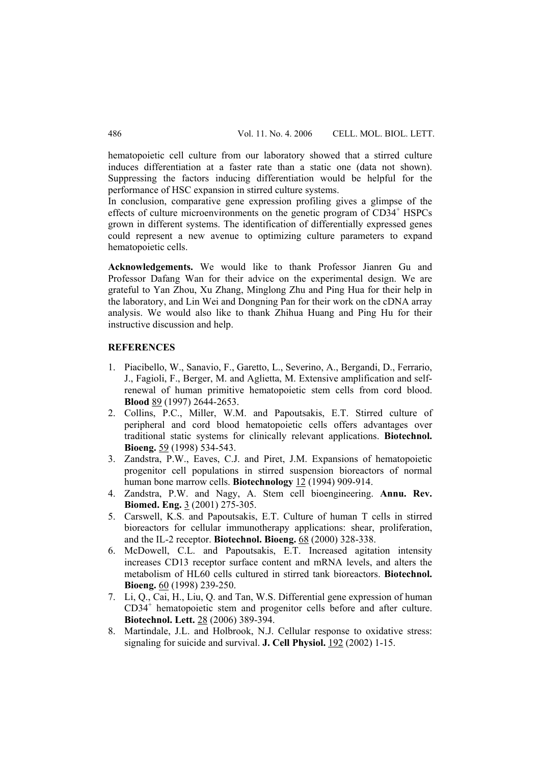hematopoietic cell culture from our laboratory showed that a stirred culture induces differentiation at a faster rate than a static one (data not shown). Suppressing the factors inducing differentiation would be helpful for the performance of HSC expansion in stirred culture systems.

In conclusion, comparative gene expression profiling gives a glimpse of the effects of culture microenvironments on the genetic program of $CD34^+$ HSPCs grown in different systems. The identification of differentially expressed genes could represent a new avenue to optimizing culture parameters to expand hematopoietic cells.

**Acknowledgements.** We would like to thank Professor Jianren Gu and Professor Dafang Wan for their advice on the experimental design. We are grateful to Yan Zhou, Xu Zhang, Minglong Zhu and Ping Hua for their help in the laboratory, and Lin Wei and Dongning Pan for their work on the cDNA array analysis. We would also like to thank Zhihua Huang and Ping Hu for their instructive discussion and help.

## REFERENCES

1. Piacibello, W., Sanavio, F., Garetto, L., Severino, A., Bergandi, D., Ferrario, J., Fagioli, F., Berger, M. and Aglietta, M. Extensive amplification and self-renewal of human primitive hematopoietic stem cells from cord blood. **Blood** 89 (1997) 2644-2653.
2. Collins, P.C., Miller, W.M. and Papoutsakis, E.T. Stirred culture of peripheral and cord blood hematopoietic cells offers advantages over traditional static systems for clinically relevant applications. **Biotechnol. Bioeng.** 59 (1998) 534-543.
3. Zandstra, P.W., Eaves, C.J. and Piret, J.M. Expansions of hematopoietic progenitor cell populations in stirred suspension bioreactors of normal human bone marrow cells. **Biotechnology** 12 (1994) 909-914.
4. Zandstra, P.W. and Nagy, A. Stem cell bioengineering. **Annu. Rev. Biomed. Eng.** 3 (2001) 275-305.
5. Carswell, K.S. and Papoutsakis, E.T. Culture of human T cells in stirred bioreactors for cellular immunotherapy applications: shear, proliferation, and the IL-2 receptor. **Biotechnol. Bioeng.** 68 (2000) 328-338.
6. McDowell, C.L. and Papoutsakis, E.T. Increased agitation intensity increases CD13 receptor surface content and mRNA levels, and alters the metabolism of HL60 cells cultured in stirred tank bioreactors. **Biotechnol. Bioeng.** 60 (1998) 239-250.
7. Li, Q., Cai, H., Liu, Q. and Tan, W.S. Differential gene expression of human $CD34^+$ hematopoietic stem and progenitor cells before and after culture. **Biotechnol. Lett.** 28 (2006) 389-394.
8. Martindale, J.L. and Holbrook, N.J. Cellular response to oxidative stress: signaling for suicide and survival. **J. Cell Physiol.** 192 (2002) 1-15.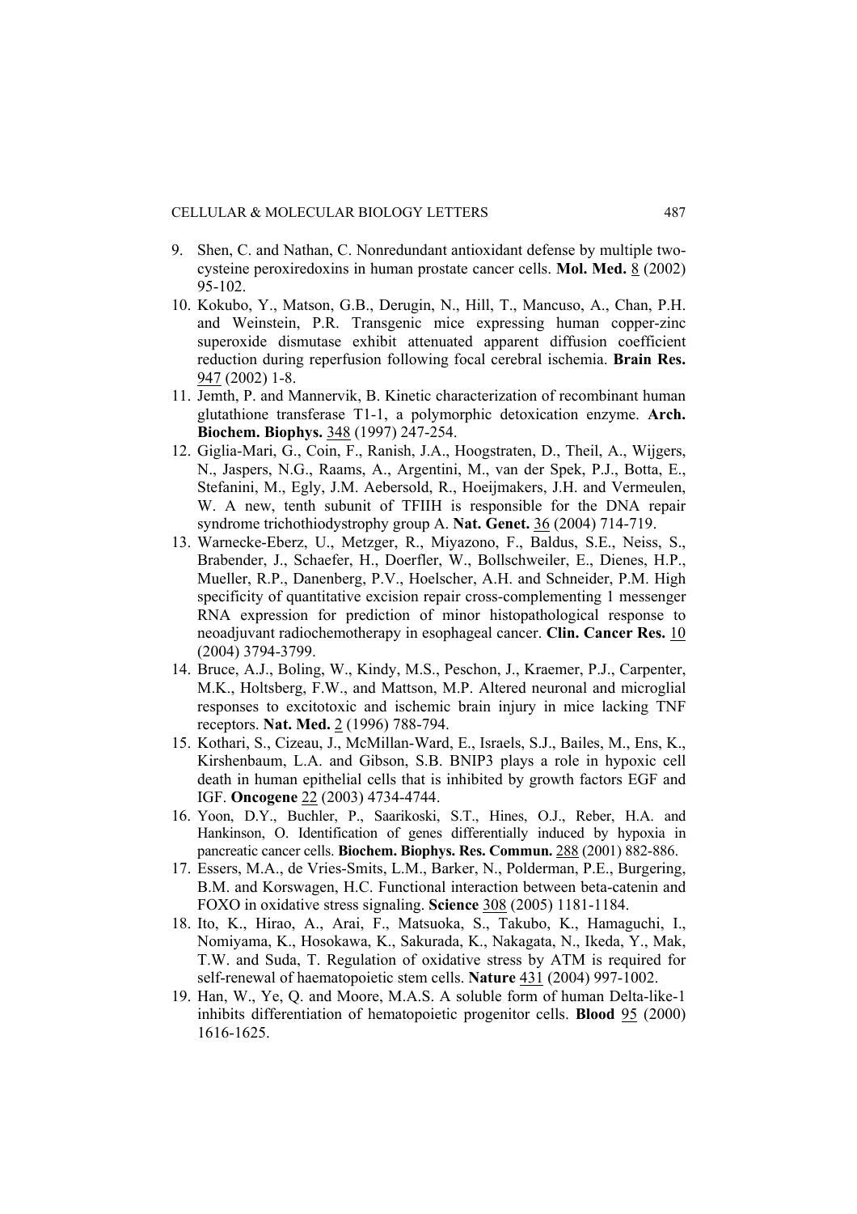9. Shen, C. and Nathan, C. Nonredundant antioxidant defense by multiple two-cysteine peroxiredoxins in human prostate cancer cells. **Mol. Med.** 8 (2002) 95-102.
10. Kokubo, Y., Matson, G.B., Derugin, N., Hill, T., Mancuso, A., Chan, P.H. and Weinstein, P.R. Transgenic mice expressing human copper-zinc superoxide dismutase exhibit attenuated apparent diffusion coefficient reduction during reperfusion following focal cerebral ischemia. **Brain Res.** 947 (2002) 1-8.
11. Jemth, P. and Mannervik, B. Kinetic characterization of recombinant human glutathione transferase T1-1, a polymorphic detoxication enzyme. **Arch. Biochem. Biophys.** 348 (1997) 247-254.
12. Giglia-Mari, G., Coin, F., Ranish, J.A., Hoogstraten, D., Theil, A., Wijgers, N., Jaspers, N.G., Raams, A., Argentini, M., van der Spek, P.J., Botta, E., Stefanini, M., Egly, J.M. Aebersold, R., Hoeijmakers, J.H. and Vermeulen, W. A new, tenth subunit of TFIIH is responsible for the DNA repair syndrome trichothiodystrophy group A. **Nat. Genet.** 36 (2004) 714-719.
13. Warnecke-Eberz, U., Metzger, R., Miyazono, F., Baldus, S.E., Neiss, S., Brabender, J., Schaefer, H., Doerfler, W., Bollschweiler, E., Dienes, H.P., Mueller, R.P., Danenberg, P.V., Hoelscher, A.H. and Schneider, P.M. High specificity of quantitative excision repair cross-complementing 1 messenger RNA expression for prediction of minor histopathological response to neoadjuvant radiochemotherapy in esophageal cancer. **Clin. Cancer Res.** 10 (2004) 3794-3799.
14. Bruce, A.J., Boling, W., Kindy, M.S., Peschon, J., Kraemer, P.J., Carpenter, M.K., Holtsberg, F.W., and Mattson, M.P. Altered neuronal and microglial responses to excitotoxic and ischemic brain injury in mice lacking TNF receptors. **Nat. Med.** 2 (1996) 788-794.
15. Kothari, S., Cizeau, J., McMillan-Ward, E., Israels, S.J., Bailes, M., Ens, K., Kirshenbaum, L.A. and Gibson, S.B. BNIP3 plays a role in hypoxic cell death in human epithelial cells that is inhibited by growth factors EGF and IGF. **Oncogene** 22 (2003) 4734-4744.
16. Yoon, D.Y., Buchler, P., Saarikoski, S.T., Hines, O.J., Reber, H.A. and Hankinson, O. Identification of genes differentially induced by hypoxia in pancreatic cancer cells. **Biochem. Biophys. Res. Commun.** 288 (2001) 882-886.
17. Essers, M.A., de Vries-Smits, L.M., Barker, N., Polderman, P.E., Burgering, B.M. and Korswagen, H.C. Functional interaction between beta-catenin and FOXO in oxidative stress signaling. **Science** 308 (2005) 1181-1184.
18. Ito, K., Hirao, A., Arai, F., Matsuoka, S., Takubo, K., Hamaguchi, I., Nomiyama, K., Hosokawa, K., Sakurada, K., Nakagata, N., Ikeda, Y., Mak, T.W. and Suda, T. Regulation of oxidative stress by ATM is required for self-renewal of haematopoietic stem cells. **Nature** 431 (2004) 997-1002.
19. Han, W., Ye, Q. and Moore, M.A.S. A soluble form of human Delta-like-1 inhibits differentiation of hematopoietic progenitor cells. **Blood** 95 (2000) 1616-1625.